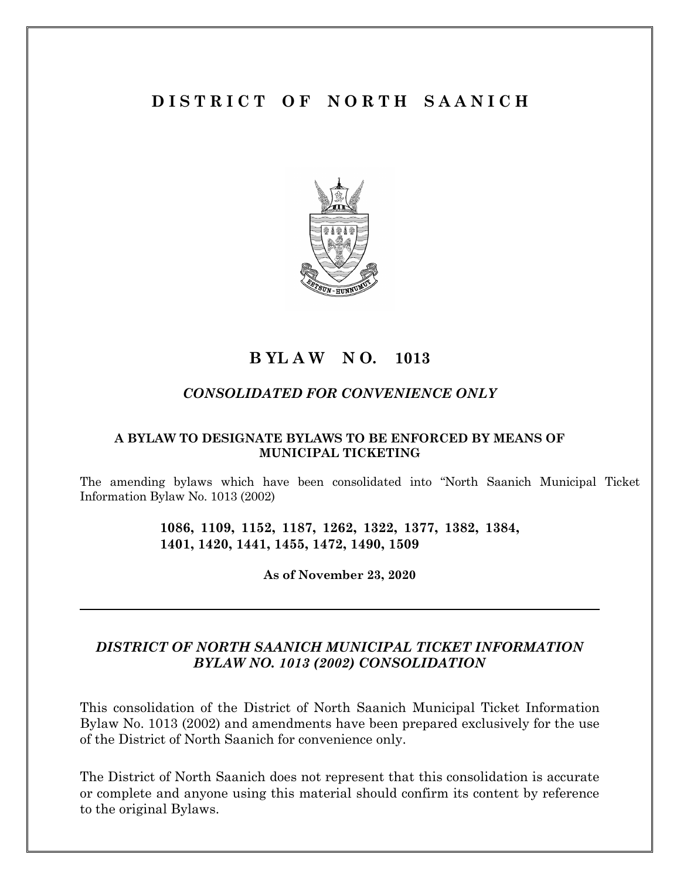# DISTRICT OF NORTH SAANICH

# BYLAW NO. 1013

***CONSOLIDATED FOR CONVENIENCE ONLY***

**A BYLAW TO DESIGNATE BYLAWS TO BE ENFORCED BY MEANS OF MUNICIPAL TICKETING**

The amending bylaws which have been consolidated into "North Saanich Municipal Ticket Information Bylaw No. 1013 (2002)

**1086, 1109, 1152, 1187, 1262, 1322, 1377, 1382, 1384, 1401, 1420, 1441, 1455, 1472, 1490, 1509**

**As of November 23, 2020**

---

## *DISTRICT OF NORTH SAANICH MUNICIPAL TICKET INFORMATION BYLAW NO. 1013 (2002) CONSOLIDATION*

This consolidation of the District of North Saanich Municipal Ticket Information Bylaw No. 1013 (2002) and amendments have been prepared exclusively for the use of the District of North Saanich for convenience only.

The District of North Saanich does not represent that this consolidation is accurate or complete and anyone using this material should confirm its content by reference to the original Bylaws.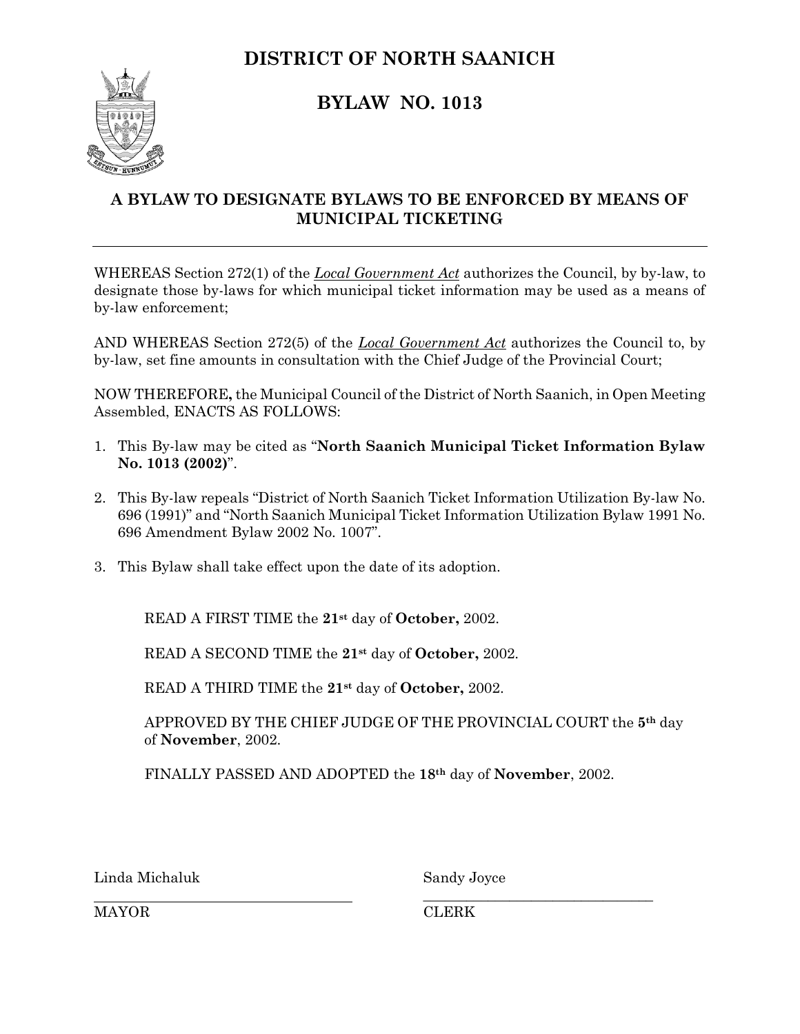# DISTRICT OF NORTH SAANICH

## BYLAW NO. 1013

### A BYLAW TO DESIGNATE BYLAWS TO BE ENFORCED BY MEANS OF MUNICIPAL TICKETING

---

WHEREAS Section 272(1) of the *Local Government Act* authorizes the Council, by by-law, to designate those by-laws for which municipal ticket information may be used as a means of by-law enforcement;

AND WHEREAS Section 272(5) of the *Local Government Act* authorizes the Council to, by by-law, set fine amounts in consultation with the Chief Judge of the Provincial Court;

NOW THEREFORE, the Municipal Council of the District of North Saanich, in Open Meeting Assembled, ENACTS AS FOLLOWS:

1. This By-law may be cited as "**North Saanich Municipal Ticket Information Bylaw No. 1013 (2002)**".
2. This By-law repeals "District of North Saanich Ticket Information Utilization By-law No. 696 (1991)" and "North Saanich Municipal Ticket Information Utilization Bylaw 1991 No. 696 Amendment Bylaw 2002 No. 1007".
3. This Bylaw shall take effect upon the date of its adoption.

READ A FIRST TIME the **21st** day of **October,** 2002.

READ A SECOND TIME the **21st** day of **October,** 2002.

READ A THIRD TIME the **21st** day of **October,** 2002.

APPROVED BY THE CHIEF JUDGE OF THE PROVINCIAL COURT the **5th** day of **November**, 2002.

FINALLY PASSED AND ADOPTED the **18th** day of **November**, 2002.

Linda Michaluk
MAYOR

Sandy Joyce
CLERK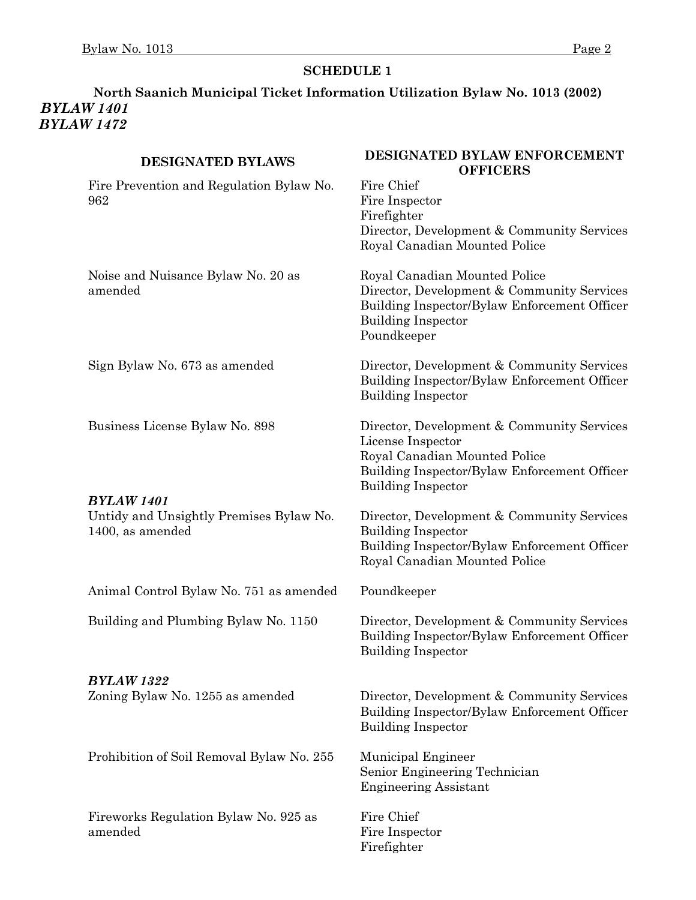**SCHEDULE 1**

**North Saanich Municipal Ticket Information Utilization Bylaw No. 1013 (2002)**

***BYLAW 1401***

***BYLAW 1472***

| DESIGNATED BYLAWS | DESIGNATED BYLAW ENFORCEMENT OFFICERS |
|---|---|
| Fire Prevention and Regulation Bylaw No. 962 | Fire Chief<br>Fire Inspector<br>Firefighter<br>Director, Development & Community Services<br>Royal Canadian Mounted Police |
| Noise and Nuisance Bylaw No. 20 as amended | Royal Canadian Mounted Police<br>Director, Development & Community Services<br>Building Inspector/Bylaw Enforcement Officer<br>Building Inspector<br>Poundkeeper |
| Sign Bylaw No. 673 as amended | Director, Development & Community Services<br>Building Inspector/Bylaw Enforcement Officer<br>Building Inspector |
| Business License Bylaw No. 898 | Director, Development & Community Services<br>License Inspector<br>Royal Canadian Mounted Police<br>Building Inspector/Bylaw Enforcement Officer<br>Building Inspector |
| ***BYLAW 1401***<br>Untidy and Unsightly Premises Bylaw No. 1400, as amended | Director, Development & Community Services<br>Building Inspector<br>Building Inspector/Bylaw Enforcement Officer<br>Royal Canadian Mounted Police |
| Animal Control Bylaw No. 751 as amended | Poundkeeper |
| Building and Plumbing Bylaw No. 1150 | Director, Development & Community Services<br>Building Inspector/Bylaw Enforcement Officer<br>Building Inspector |
| ***BYLAW 1322***<br>Zoning Bylaw No. 1255 as amended | Director, Development & Community Services<br>Building Inspector/Bylaw Enforcement Officer<br>Building Inspector |
| Prohibition of Soil Removal Bylaw No. 255 | Municipal Engineer<br>Senior Engineering Technician<br>Engineering Assistant |
| Fireworks Regulation Bylaw No. 925 as amended | Fire Chief<br>Fire Inspector<br>Firefighter |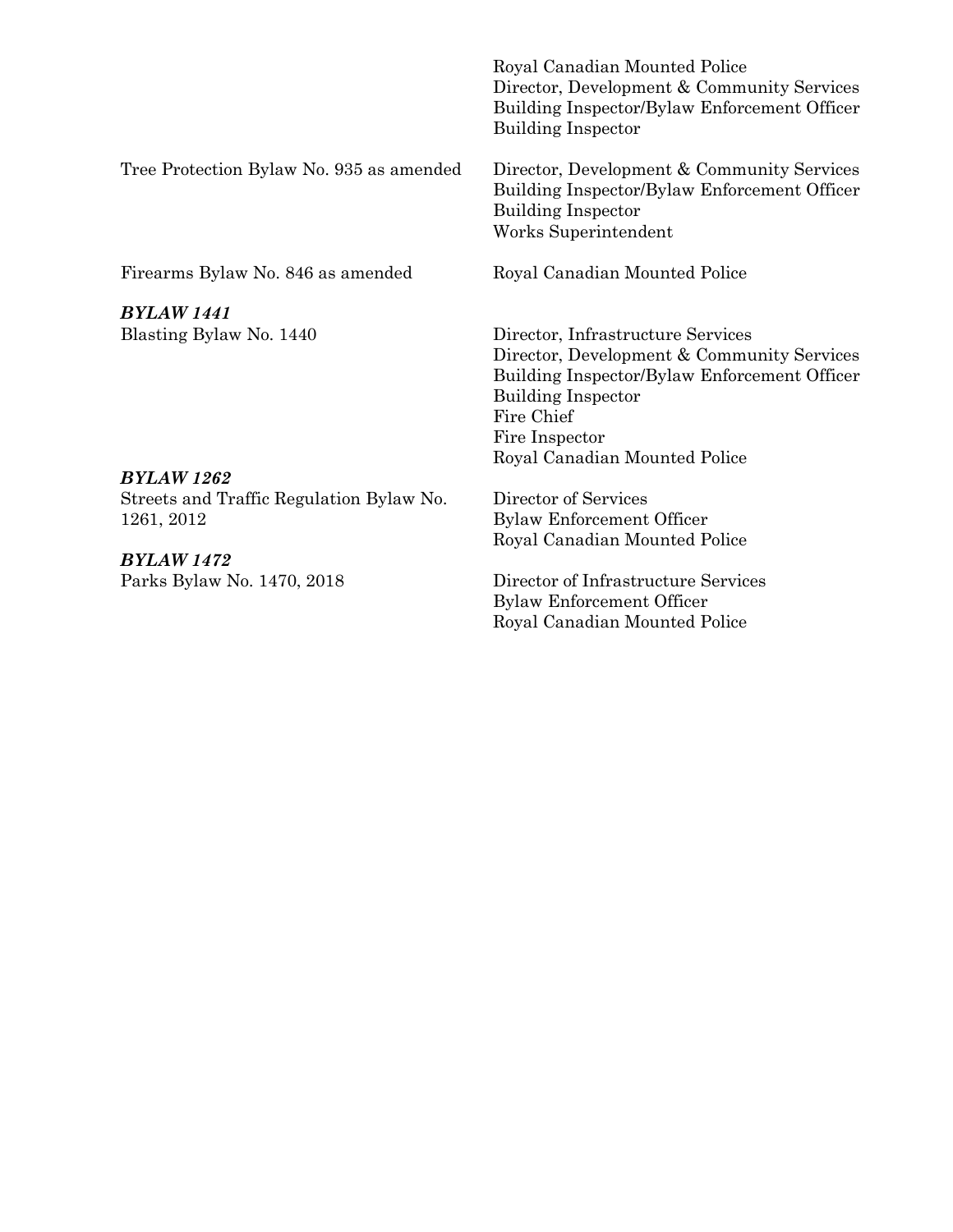| | |
|---|---|
| | Royal Canadian Mounted Police<br>Director, Development & Community Services<br>Building Inspector/Bylaw Enforcement Officer<br>Building Inspector |
| Tree Protection Bylaw No. 935 as amended | Director, Development & Community Services<br>Building Inspector/Bylaw Enforcement Officer<br>Building Inspector<br>Works Superintendent |
| Firearms Bylaw No. 846 as amended | Royal Canadian Mounted Police |
| ***BYLAW 1441***<br>Blasting Bylaw No. 1440 | Director, Infrastructure Services<br>Director, Development & Community Services<br>Building Inspector/Bylaw Enforcement Officer<br>Building Inspector<br>Fire Chief<br>Fire Inspector<br>Royal Canadian Mounted Police |
| ***BYLAW 1262***<br>Streets and Traffic Regulation Bylaw No. 1261, 2012 | Director of Services<br>Bylaw Enforcement Officer<br>Royal Canadian Mounted Police |
| ***BYLAW 1472***<br>Parks Bylaw No. 1470, 2018 | Director of Infrastructure Services<br>Bylaw Enforcement Officer<br>Royal Canadian Mounted Police |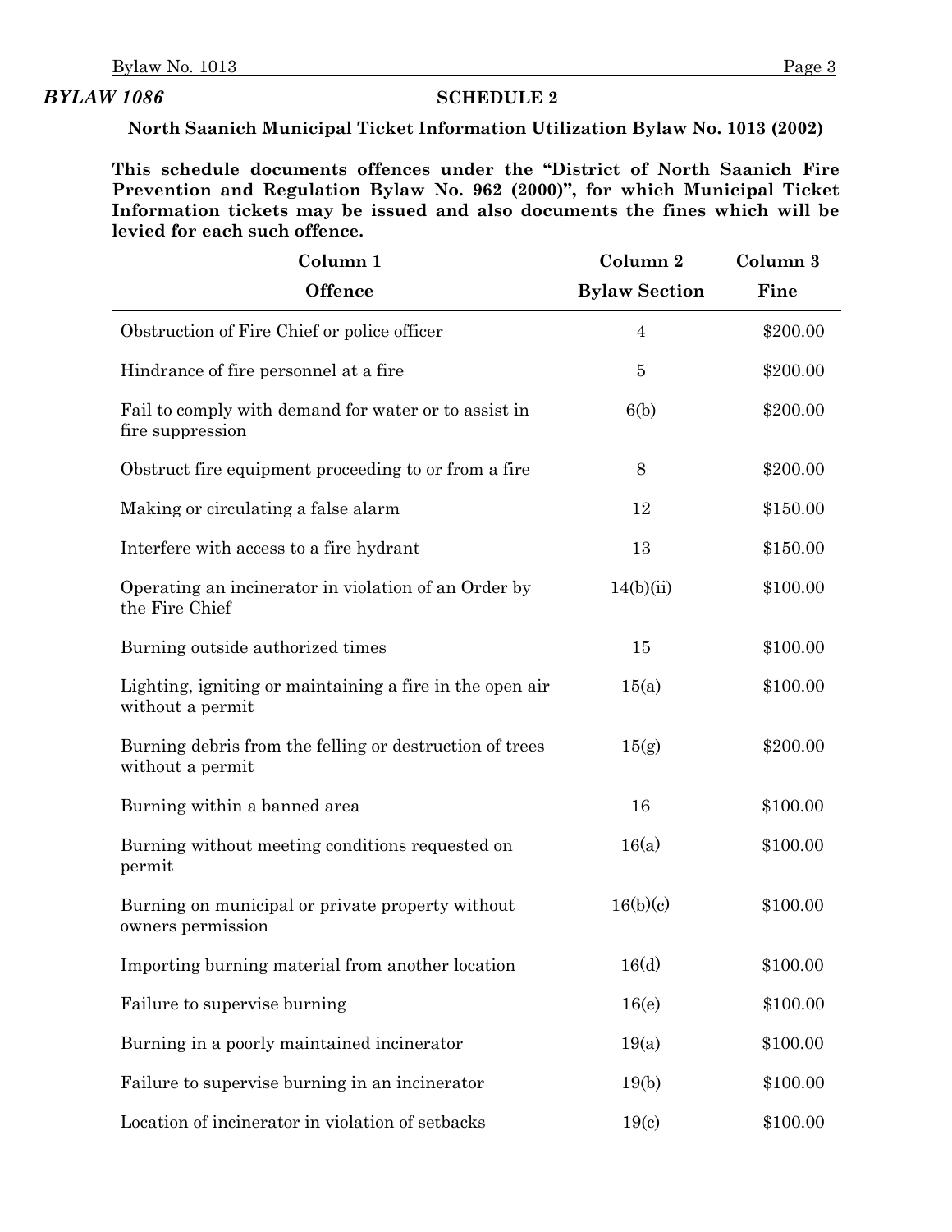***BYLAW 1086***

## SCHEDULE 2

**North Saanich Municipal Ticket Information Utilization Bylaw No. 1013 (2002)**

**This schedule documents offences under the "District of North Saanich Fire Prevention and Regulation Bylaw No. 962 (2000)", for which Municipal Ticket Information tickets may be issued and also documents the fines which will be levied for each such offence.**

| Column 1<br>Offence | Column 2<br>Bylaw Section | Column 3<br>Fine |
|---|---|---|
| Obstruction of Fire Chief or police officer | 4 | $200.00 |
| Hindrance of fire personnel at a fire | 5 | $200.00 |
| Fail to comply with demand for water or to assist in fire suppression | 6(b) | $200.00 |
| Obstruct fire equipment proceeding to or from a fire | 8 | $200.00 |
| Making or circulating a false alarm | 12 | $150.00 |
| Interfere with access to a fire hydrant | 13 | $150.00 |
| Operating an incinerator in violation of an Order by the Fire Chief | 14(b)(ii) | $100.00 |
| Burning outside authorized times | 15 | $100.00 |
| Lighting, igniting or maintaining a fire in the open air without a permit | 15(a) | $100.00 |
| Burning debris from the felling or destruction of trees without a permit | 15(g) | $200.00 |
| Burning within a banned area | 16 | $100.00 |
| Burning without meeting conditions requested on permit | 16(a) | $100.00 |
| Burning on municipal or private property without owners permission | 16(b)(c) | $100.00 |
| Importing burning material from another location | 16(d) | $100.00 |
| Failure to supervise burning | 16(e) | $100.00 |
| Burning in a poorly maintained incinerator | 19(a) | $100.00 |
| Failure to supervise burning in an incinerator | 19(b) | $100.00 |
| Location of incinerator in violation of setbacks | 19(c) | $100.00 |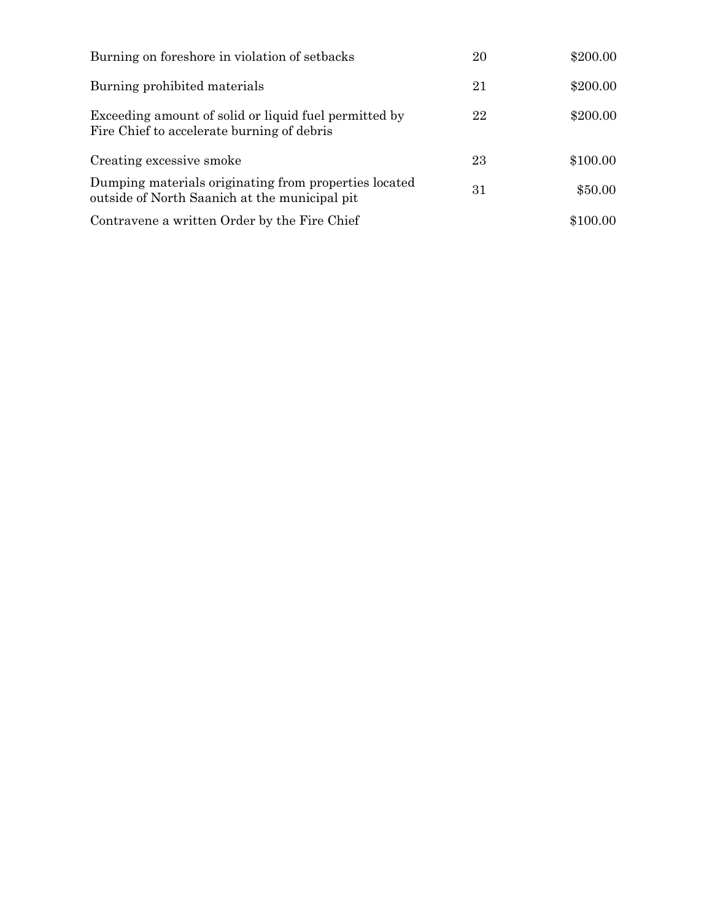| | | |
|---|---|---|
| Burning on foreshore in violation of setbacks | 20 | $200.00 |
| Burning prohibited materials | 21 | $200.00 |
| Exceeding amount of solid or liquid fuel permitted by Fire Chief to accelerate burning of debris | 22 | $200.00 |
| Creating excessive smoke | 23 | $100.00 |
| Dumping materials originating from properties located outside of North Saanich at the municipal pit | 31 | $50.00 |
| Contravene a written Order by the Fire Chief | | $100.00 |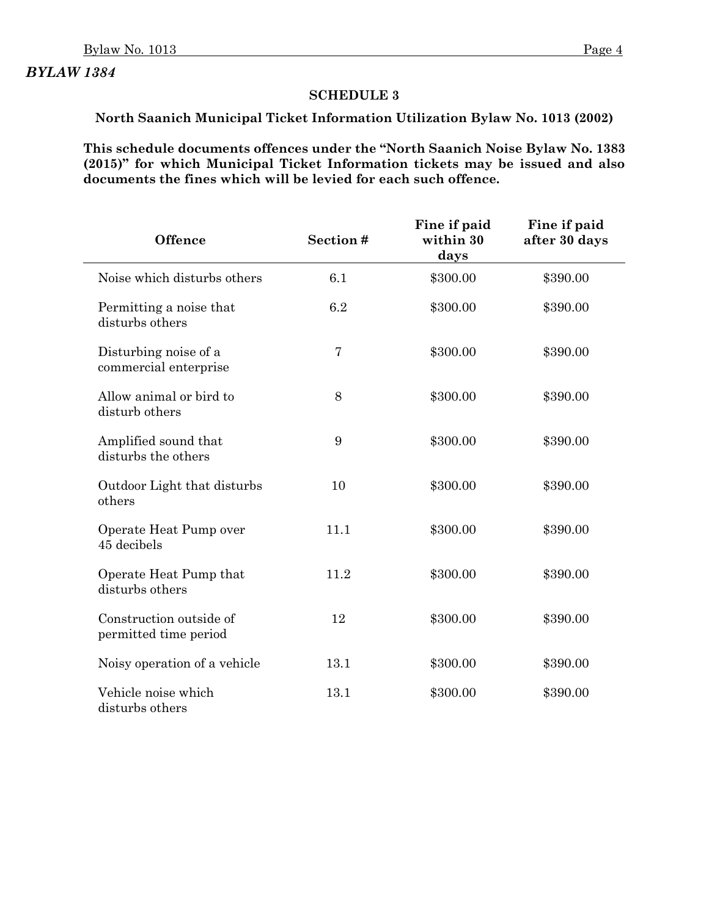***BYLAW 1384***

**SCHEDULE 3**

**North Saanich Municipal Ticket Information Utilization Bylaw No. 1013 (2002)**

**This schedule documents offences under the "North Saanich Noise Bylaw No. 1383 (2015)" for which Municipal Ticket Information tickets may be issued and also documents the fines which will be levied for each such offence.**

| Offence | Section # | Fine if paid within 30 days | Fine if paid after 30 days |
|---|---|---|---|
| Noise which disturbs others | 6.1 | $300.00 | $390.00 |
| Permitting a noise that disturbs others | 6.2 | $300.00 | $390.00 |
| Disturbing noise of a commercial enterprise | 7 | $300.00 | $390.00 |
| Allow animal or bird to disturb others | 8 | $300.00 | $390.00 |
| Amplified sound that disturbs the others | 9 | $300.00 | $390.00 |
| Outdoor Light that disturbs others | 10 | $300.00 | $390.00 |
| Operate Heat Pump over 45 decibels | 11.1 | $300.00 | $390.00 |
| Operate Heat Pump that disturbs others | 11.2 | $300.00 | $390.00 |
| Construction outside of permitted time period | 12 | $300.00 | $390.00 |
| Noisy operation of a vehicle | 13.1 | $300.00 | $390.00 |
| Vehicle noise which disturbs others | 13.1 | $300.00 | $390.00 |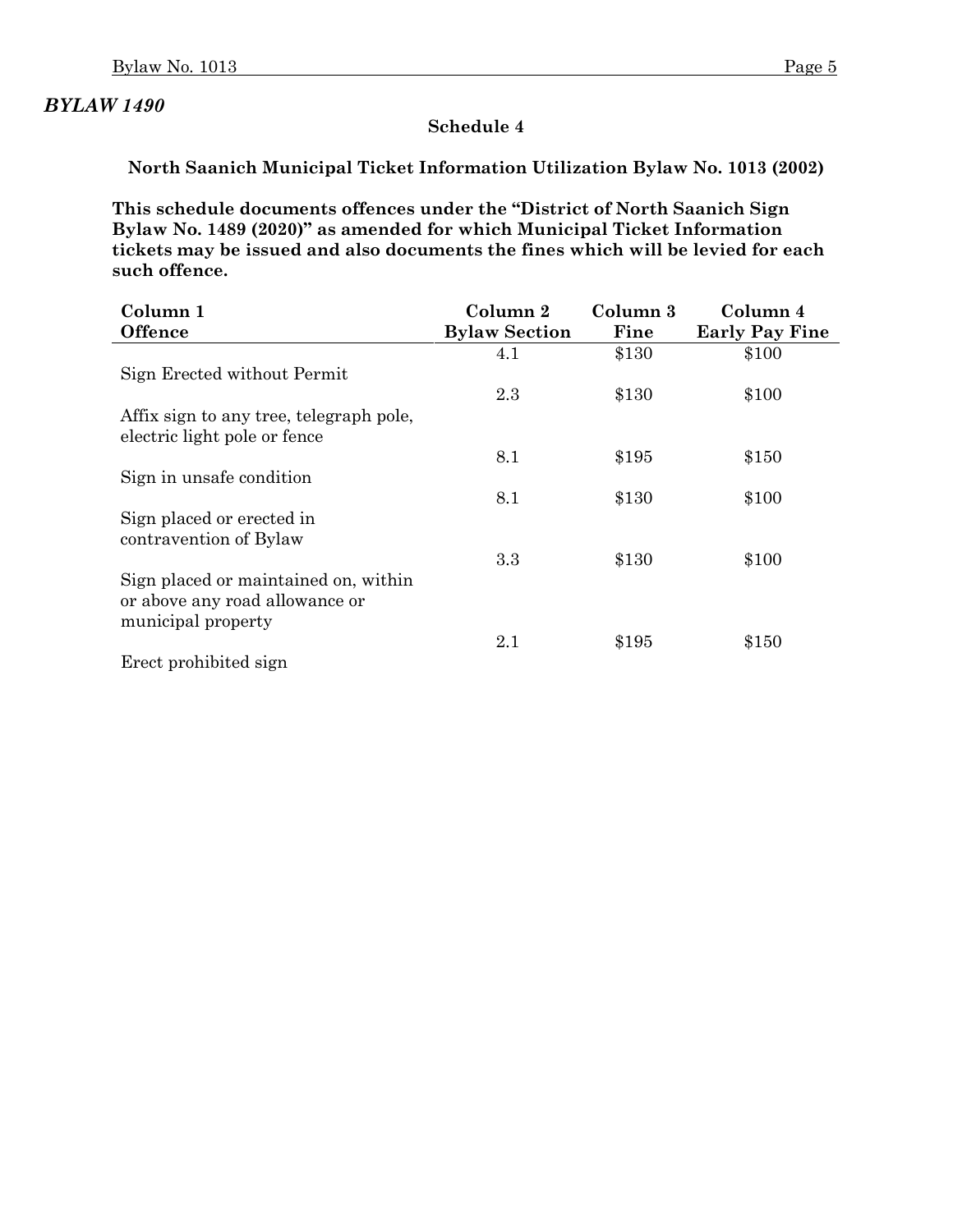***BYLAW 1490***

**Schedule 4**

**North Saanich Municipal Ticket Information Utilization Bylaw No. 1013 (2002)**

**This schedule documents offences under the "District of North Saanich Sign Bylaw No. 1489 (2020)" as amended for which Municipal Ticket Information tickets may be issued and also documents the fines which will be levied for each such offence.**

| Column 1<br>Offence | Column 2<br>Bylaw Section | Column 3<br>Fine | Column 4<br>Early Pay Fine |
|---|---|---|---|
| Sign Erected without Permit | 4.1 | $130 | $100 |
| Affix sign to any tree, telegraph pole, electric light pole or fence | 2.3 | $130 | $100 |
| Sign in unsafe condition | 8.1 | $195 | $150 |
| Sign placed or erected in contravention of Bylaw | 8.1 | $130 | $100 |
| Sign placed or maintained on, within or above any road allowance or municipal property | 3.3 | $130 | $100 |
| Erect prohibited sign | 2.1 | $195 | $150 |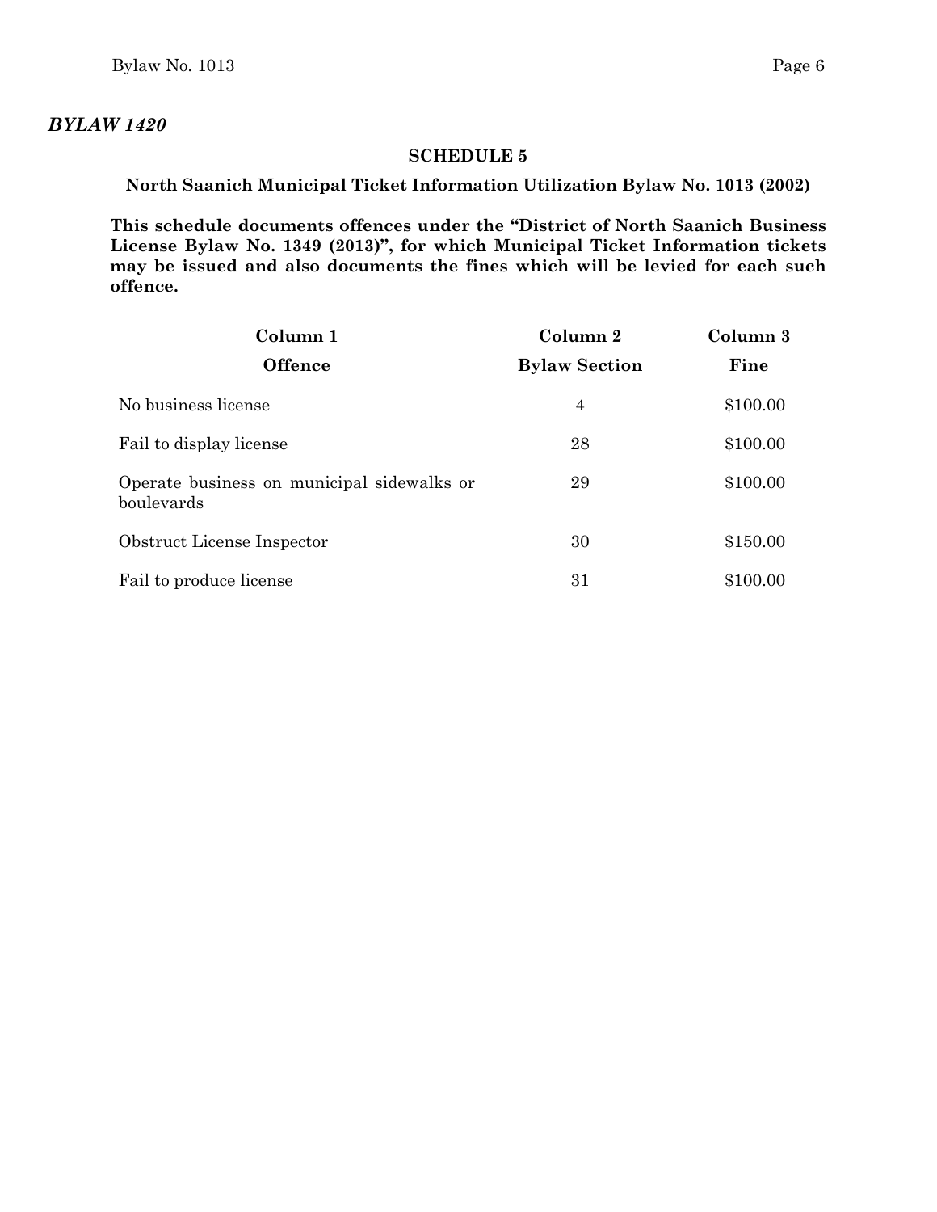*BYLAW 1420*

## SCHEDULE 5

**North Saanich Municipal Ticket Information Utilization Bylaw No. 1013 (2002)**

**This schedule documents offences under the "District of North Saanich Business License Bylaw No. 1349 (2013)", for which Municipal Ticket Information tickets may be issued and also documents the fines which will be levied for each such offence.**

| Column 1<br>Offence | Column 2<br>Bylaw Section | Column 3<br>Fine |
|---|---|---|
| No business license | 4 | $100.00 |
| Fail to display license | 28 | $100.00 |
| Operate business on municipal sidewalks or boulevards | 29 | $100.00 |
| Obstruct License Inspector | 30 | $150.00 |
| Fail to produce license | 31 | $100.00 |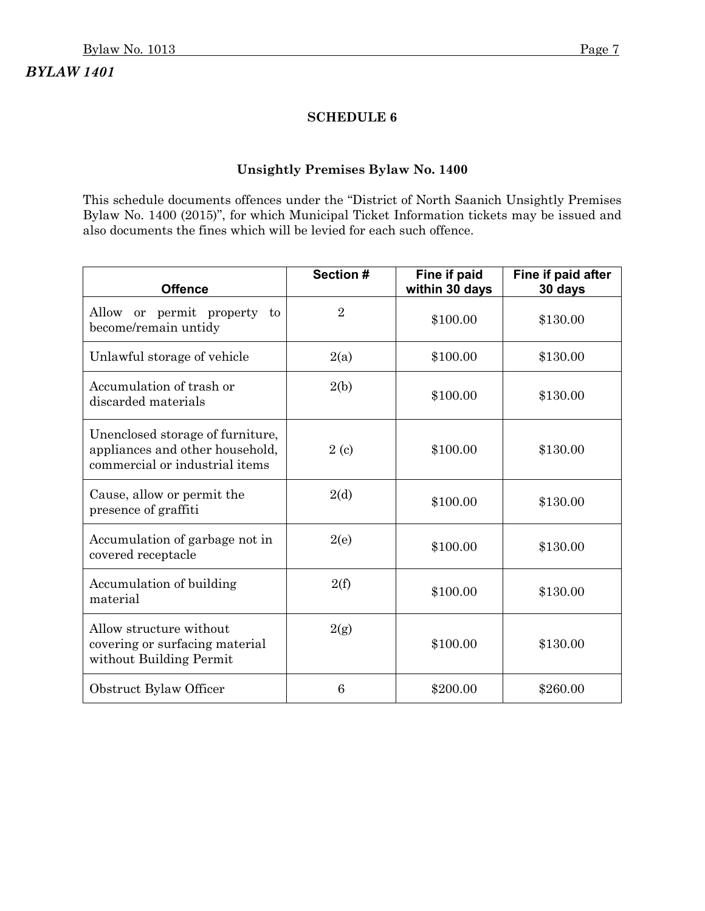***BYLAW 1401***

## SCHEDULE 6

### Unsightly Premises Bylaw No. 1400

This schedule documents offences under the "District of North Saanich Unsightly Premises Bylaw No. 1400 (2015)", for which Municipal Ticket Information tickets may be issued and also documents the fines which will be levied for each such offence.

| Offence | Section # | Fine if paid within 30 days | Fine if paid after 30 days |
|---|---|---|---|
| Allow or permit property to become/remain untidy | 2 | $100.00 | $130.00 |
| Unlawful storage of vehicle | 2(a) | $100.00 | $130.00 |
| Accumulation of trash or discarded materials | 2(b) | $100.00 | $130.00 |
| Unenclosed storage of furniture, appliances and other household, commercial or industrial items | 2 (c) | $100.00 | $130.00 |
| Cause, allow or permit the presence of graffiti | 2(d) | $100.00 | $130.00 |
| Accumulation of garbage not in covered receptacle | 2(e) | $100.00 | $130.00 |
| Accumulation of building material | 2(f) | $100.00 | $130.00 |
| Allow structure without covering or surfacing material without Building Permit | 2(g) | $100.00 | $130.00 |
| Obstruct Bylaw Officer | 6 | $200.00 | $260.00 |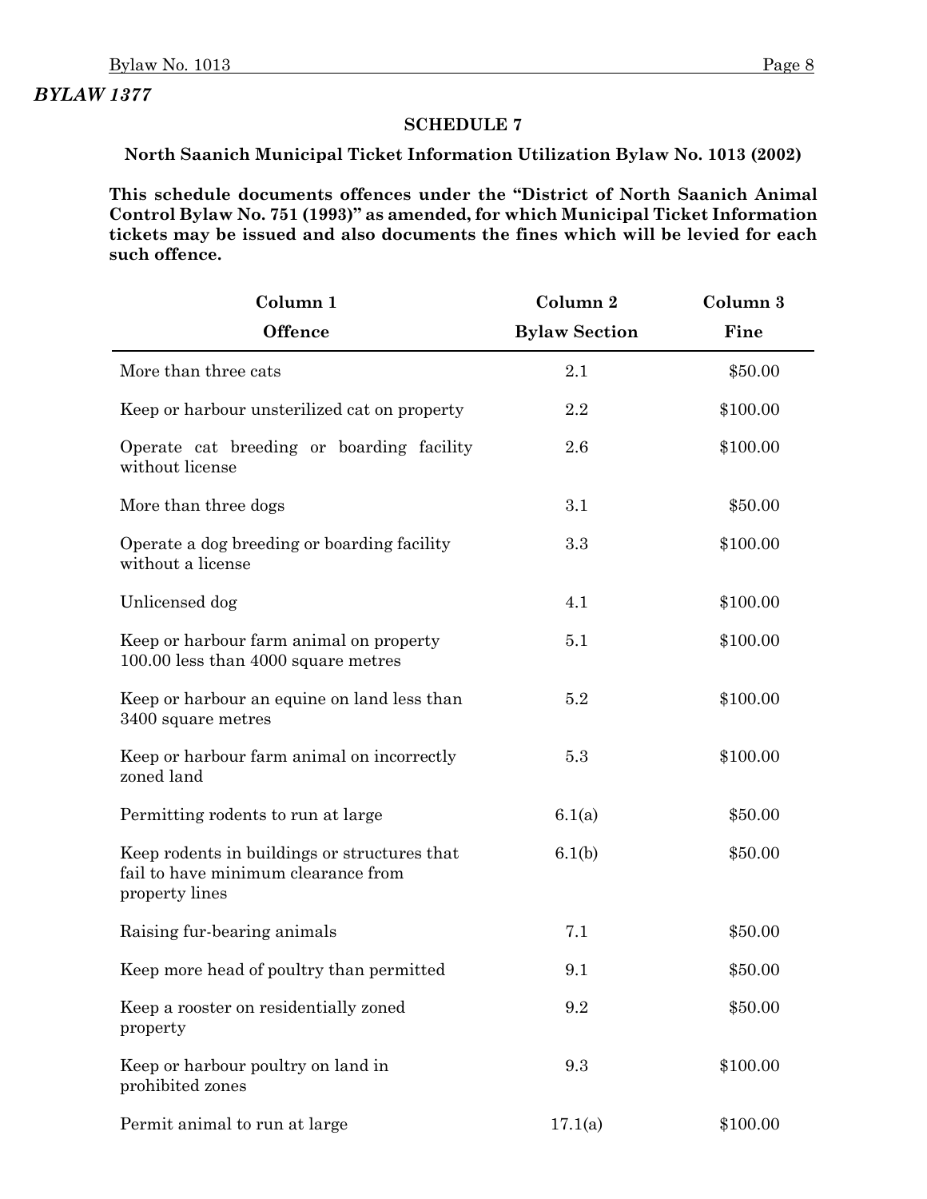***BYLAW 1377***

**SCHEDULE 7**

**North Saanich Municipal Ticket Information Utilization Bylaw No. 1013 (2002)**

**This schedule documents offences under the "District of North Saanich Animal Control Bylaw No. 751 (1993)" as amended, for which Municipal Ticket Information tickets may be issued and also documents the fines which will be levied for each such offence.**

| Column 1<br>Offence | Column 2<br>Bylaw Section | Column 3<br>Fine |
|---|---|---|
| More than three cats | 2.1 | $50.00 |
| Keep or harbour unsterilized cat on property | 2.2 | $100.00 |
| Operate cat breeding or boarding facility without license | 2.6 | $100.00 |
| More than three dogs | 3.1 | $50.00 |
| Operate a dog breeding or boarding facility without a license | 3.3 | $100.00 |
| Unlicensed dog | 4.1 | $100.00 |
| Keep or harbour farm animal on property 100.00 less than 4000 square metres | 5.1 | $100.00 |
| Keep or harbour an equine on land less than 3400 square metres | 5.2 | $100.00 |
| Keep or harbour farm animal on incorrectly zoned land | 5.3 | $100.00 |
| Permitting rodents to run at large | 6.1(a) | $50.00 |
| Keep rodents in buildings or structures that fail to have minimum clearance from property lines | 6.1(b) | $50.00 |
| Raising fur-bearing animals | 7.1 | $50.00 |
| Keep more head of poultry than permitted | 9.1 | $50.00 |
| Keep a rooster on residentially zoned property | 9.2 | $50.00 |
| Keep or harbour poultry on land in prohibited zones | 9.3 | $100.00 |
| Permit animal to run at large | 17.1(a) | $100.00 |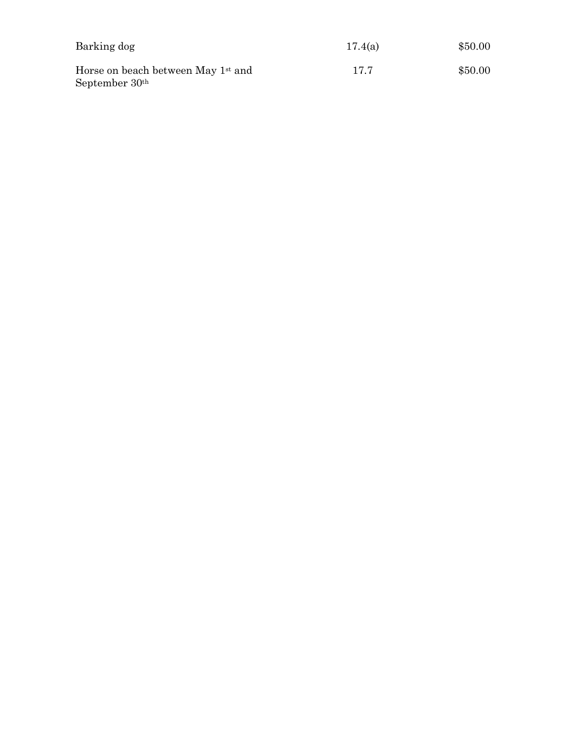| | | |
|---|---|---|
| Barking dog | 17.4(a) | $50.00 |
| Horse on beach between May 1st and September 30th | 17.7 | $50.00 |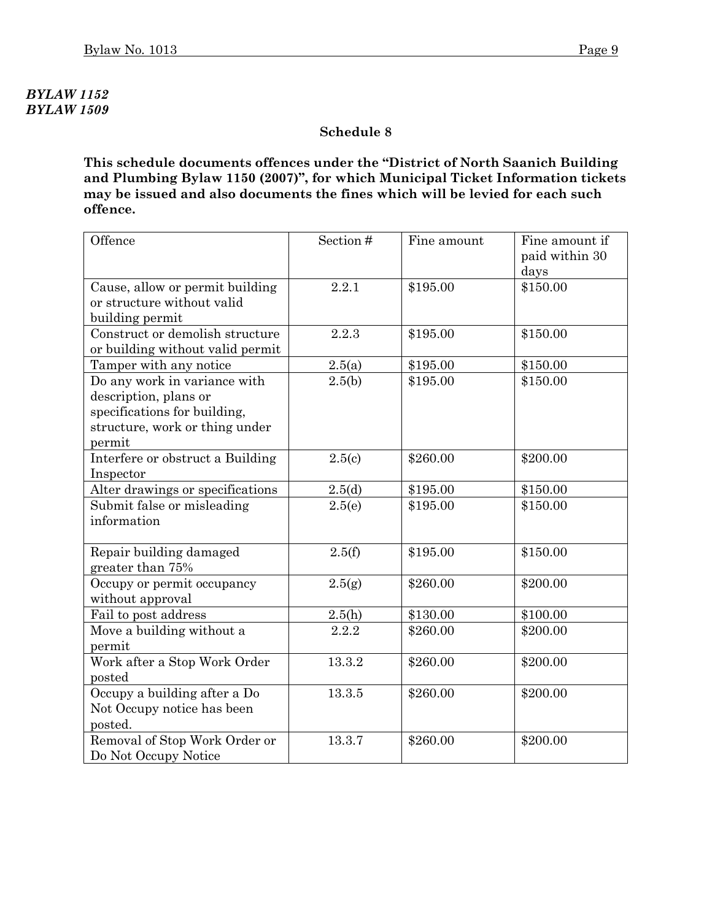***BYLAW 1152***
***BYLAW 1509***

## Schedule 8

**This schedule documents offences under the "District of North Saanich Building and Plumbing Bylaw 1150 (2007)", for which Municipal Ticket Information tickets may be issued and also documents the fines which will be levied for each such offence.**

| Offence | Section # | Fine amount | Fine amount if paid within 30 days |
|---|---|---|---|
| Cause, allow or permit building or structure without valid building permit | 2.2.1 | $195.00 | $150.00 |
| Construct or demolish structure or building without valid permit | 2.2.3 | $195.00 | $150.00 |
| Tamper with any notice | 2.5(a) | $195.00 | $150.00 |
| Do any work in variance with description, plans or specifications for building, structure, work or thing under permit | 2.5(b) | $195.00 | $150.00 |
| Interfere or obstruct a Building Inspector | 2.5(c) | $260.00 | $200.00 |
| Alter drawings or specifications | 2.5(d) | $195.00 | $150.00 |
| Submit false or misleading information | 2.5(e) | $195.00 | $150.00 |
| Repair building damaged greater than 75% | 2.5(f) | $195.00 | $150.00 |
| Occupy or permit occupancy without approval | 2.5(g) | $260.00 | $200.00 |
| Fail to post address | 2.5(h) | $130.00 | $100.00 |
| Move a building without a permit | 2.2.2 | $260.00 | $200.00 |
| Work after a Stop Work Order posted | 13.3.2 | $260.00 | $200.00 |
| Occupy a building after a Do Not Occupy notice has been posted. | 13.3.5 | $260.00 | $200.00 |
| Removal of Stop Work Order or Do Not Occupy Notice | 13.3.7 | $260.00 | $200.00 |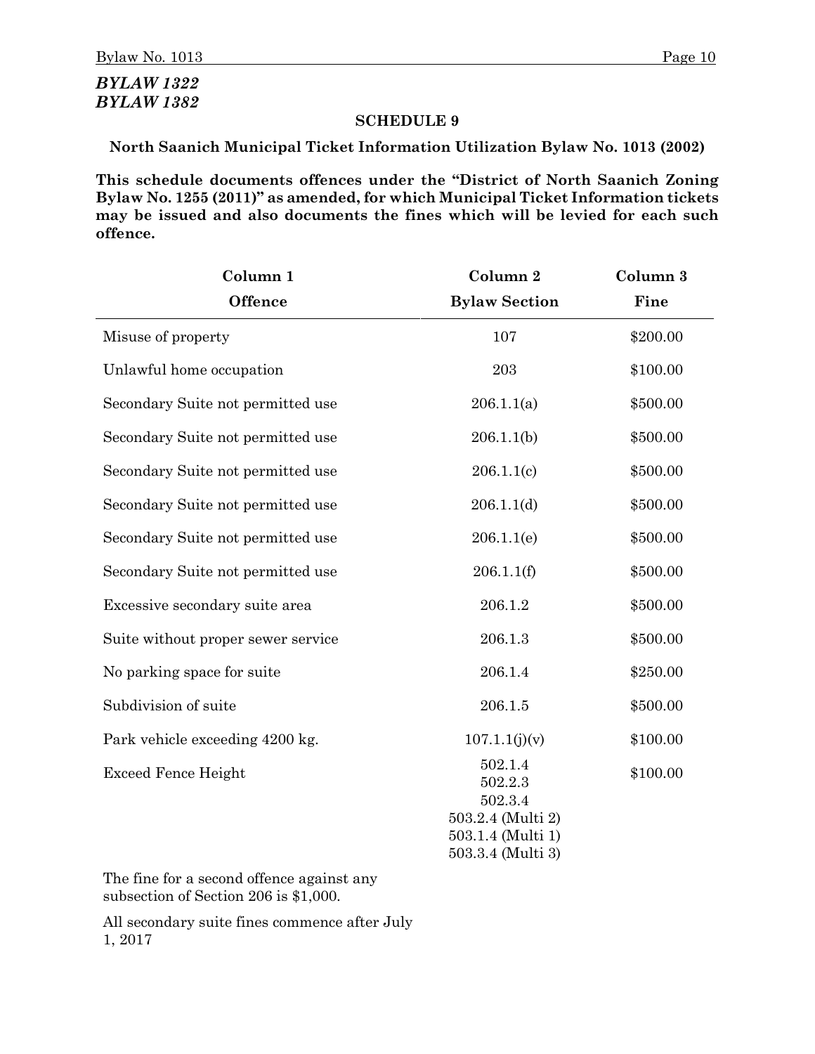***BYLAW 1322***
***BYLAW 1382***

**SCHEDULE 9**

**North Saanich Municipal Ticket Information Utilization Bylaw No. 1013 (2002)**

**This schedule documents offences under the "District of North Saanich Zoning Bylaw No. 1255 (2011)" as amended, for which Municipal Ticket Information tickets may be issued and also documents the fines which will be levied for each such offence.**

| Column 1<br>Offence | Column 2<br>Bylaw Section | Column 3<br>Fine |
|---|---|---|
| Misuse of property | 107 | $200.00 |
| Unlawful home occupation | 203 | $100.00 |
| Secondary Suite not permitted use | 206.1.1(a) | $500.00 |
| Secondary Suite not permitted use | 206.1.1(b) | $500.00 |
| Secondary Suite not permitted use | 206.1.1(c) | $500.00 |
| Secondary Suite not permitted use | 206.1.1(d) | $500.00 |
| Secondary Suite not permitted use | 206.1.1(e) | $500.00 |
| Secondary Suite not permitted use | 206.1.1(f) | $500.00 |
| Excessive secondary suite area | 206.1.2 | $500.00 |
| Suite without proper sewer service | 206.1.3 | $500.00 |
| No parking space for suite | 206.1.4 | $250.00 |
| Subdivision of suite | 206.1.5 | $500.00 |
| Park vehicle exceeding 4200 kg. | 107.1.1(j)(v) | $100.00 |
| Exceed Fence Height | 502.1.4<br>502.2.3<br>502.3.4<br>503.2.4 (Multi 2)<br>503.1.4 (Multi 1)<br>503.3.4 (Multi 3) | $100.00 |

The fine for a second offence against any subsection of Section 206 is $1,000.

All secondary suite fines commence after July 1, 2017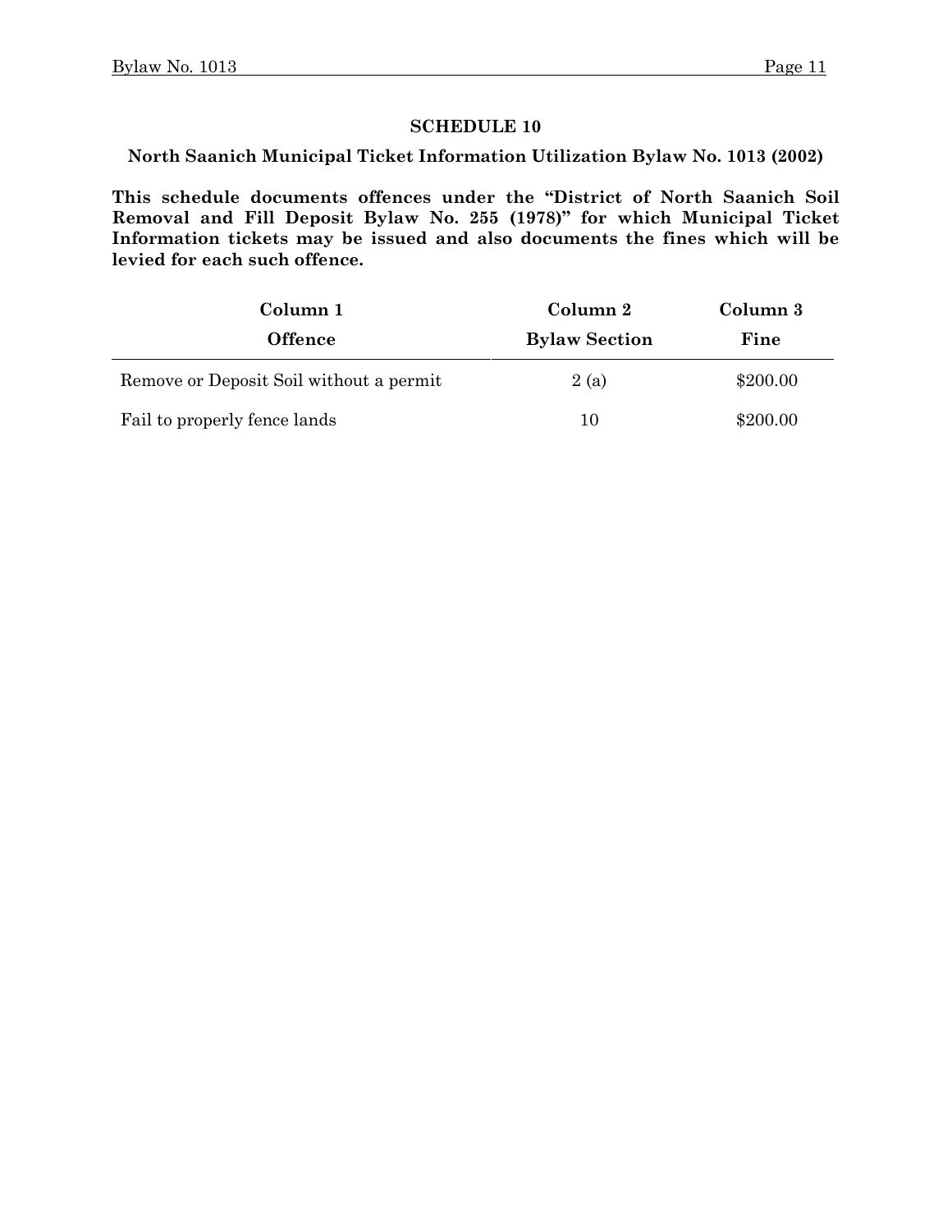## SCHEDULE 10

### North Saanich Municipal Ticket Information Utilization Bylaw No. 1013 (2002)

**This schedule documents offences under the "District of North Saanich Soil Removal and Fill Deposit Bylaw No. 255 (1978)" for which Municipal Ticket Information tickets may be issued and also documents the fines which will be levied for each such offence.**

| Column 1<br>Offence | Column 2<br>Bylaw Section | Column 3<br>Fine |
|---|---|---|
| Remove or Deposit Soil without a permit | 2 (a) | $200.00 |
| Fail to properly fence lands | 10 | $200.00 |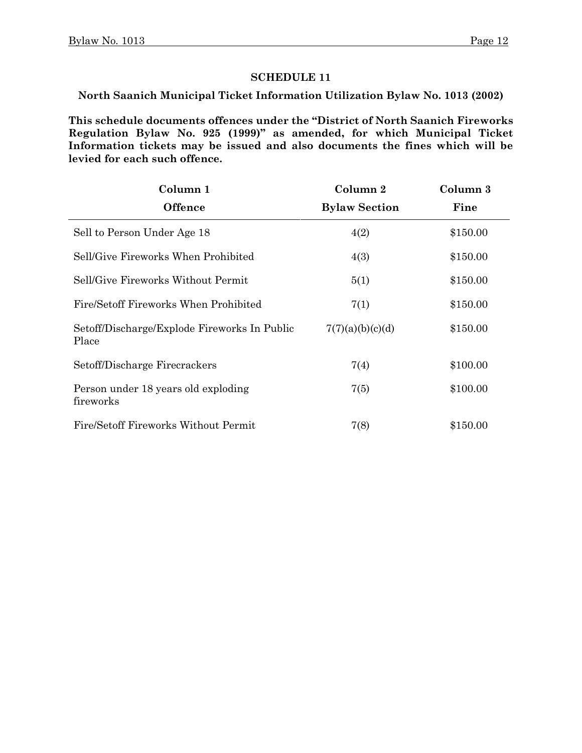## SCHEDULE 11

**North Saanich Municipal Ticket Information Utilization Bylaw No. 1013 (2002)**

**This schedule documents offences under the "District of North Saanich Fireworks Regulation Bylaw No. 925 (1999)" as amended, for which Municipal Ticket Information tickets may be issued and also documents the fines which will be levied for each such offence.**

| Column 1<br>Offence | Column 2<br>Bylaw Section | Column 3<br>Fine |
|---|---|---|
| Sell to Person Under Age 18 | 4(2) | $150.00 |
| Sell/Give Fireworks When Prohibited | 4(3) | $150.00 |
| Sell/Give Fireworks Without Permit | 5(1) | $150.00 |
| Fire/Setoff Fireworks When Prohibited | 7(1) | $150.00 |
| Setoff/Discharge/Explode Fireworks In Public Place | 7(7)(a)(b)(c)(d) | $150.00 |
| Setoff/Discharge Firecrackers | 7(4) | $100.00 |
| Person under 18 years old exploding fireworks | 7(5) | $100.00 |
| Fire/Setoff Fireworks Without Permit | 7(8) | $150.00 |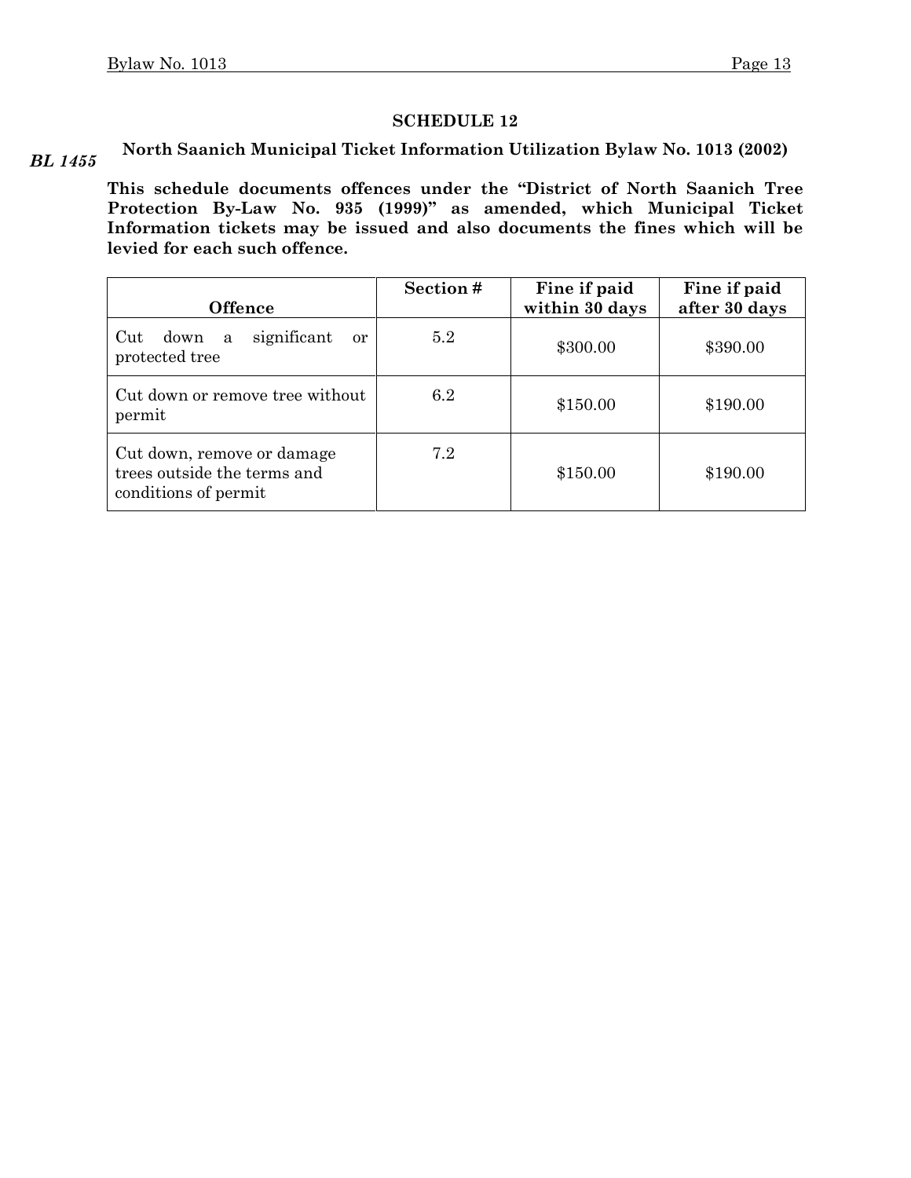## SCHEDULE 12

***BL 1455***

**North Saanich Municipal Ticket Information Utilization Bylaw No. 1013 (2002)**

**This schedule documents offences under the "District of North Saanich Tree Protection By-Law No. 935 (1999)" as amended, which Municipal Ticket Information tickets may be issued and also documents the fines which will be levied for each such offence.**

| Offence | Section # | Fine if paid within 30 days | Fine if paid after 30 days |
|---|---|---|---|
| Cut down a significant or protected tree | 5.2 | $300.00 | $390.00 |
| Cut down or remove tree without permit | 6.2 | $150.00 | $190.00 |
| Cut down, remove or damage trees outside the terms and conditions of permit | 7.2 | $150.00 | $190.00 |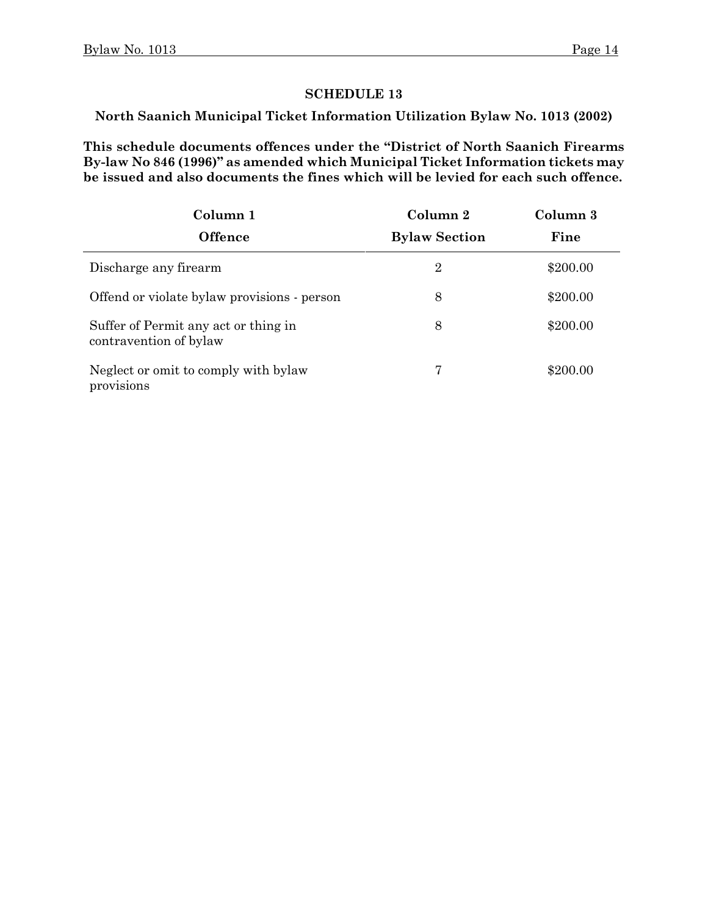## SCHEDULE 13

### North Saanich Municipal Ticket Information Utilization Bylaw No. 1013 (2002)

**This schedule documents offences under the "District of North Saanich Firearms By-law No 846 (1996)" as amended which Municipal Ticket Information tickets may be issued and also documents the fines which will be levied for each such offence.**

| Column 1<br>Offence | Column 2<br>Bylaw Section | Column 3<br>Fine |
|---|---|---|
| Discharge any firearm | 2 | $200.00 |
| Offend or violate bylaw provisions - person | 8 | $200.00 |
| Suffer of Permit any act or thing in contravention of bylaw | 8 | $200.00 |
| Neglect or omit to comply with bylaw provisions | 7 | $200.00 |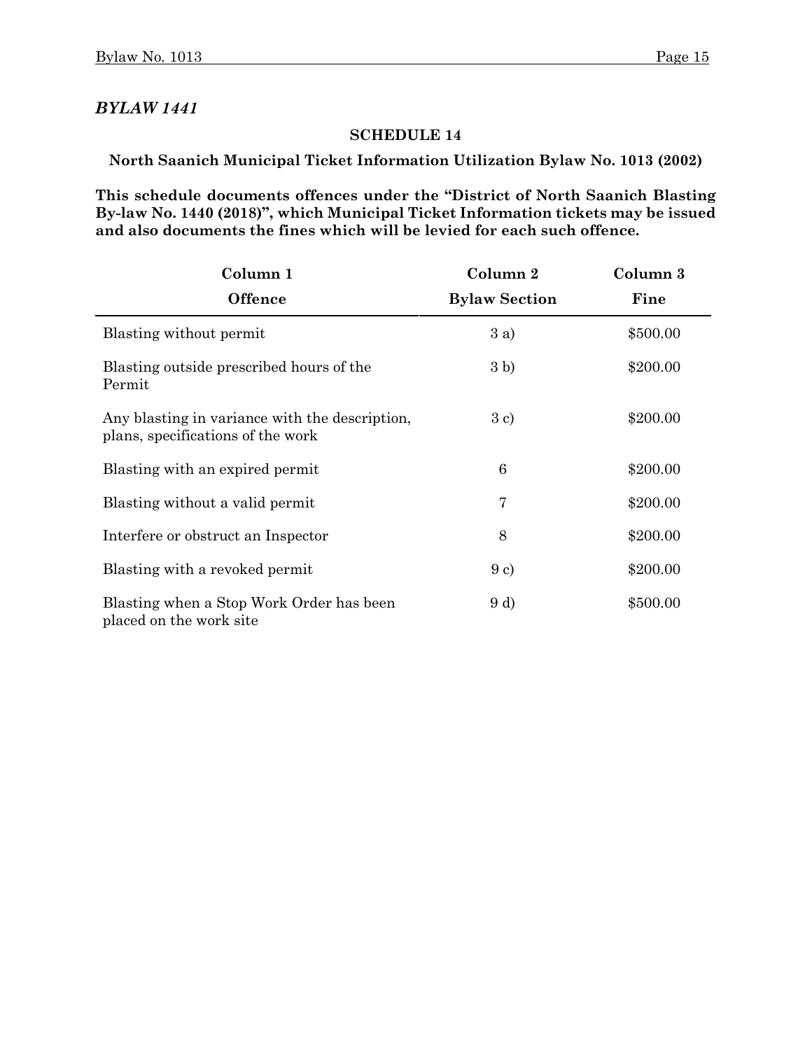*BYLAW 1441*

**SCHEDULE 14**

**North Saanich Municipal Ticket Information Utilization Bylaw No. 1013 (2002)**

**This schedule documents offences under the "District of North Saanich Blasting By-law No. 1440 (2018)", which Municipal Ticket Information tickets may be issued and also documents the fines which will be levied for each such offence.**

| Column 1<br>Offence | Column 2<br>Bylaw Section | Column 3<br>Fine |
|---|---|---|
| Blasting without permit | 3 a) | $500.00 |
| Blasting outside prescribed hours of the Permit | 3 b) | $200.00 |
| Any blasting in variance with the description, plans, specifications of the work | 3 c) | $200.00 |
| Blasting with an expired permit | 6 | $200.00 |
| Blasting without a valid permit | 7 | $200.00 |
| Interfere or obstruct an Inspector | 8 | $200.00 |
| Blasting with a revoked permit | 9 c) | $200.00 |
| Blasting when a Stop Work Order has been placed on the work site | 9 d) | $500.00 |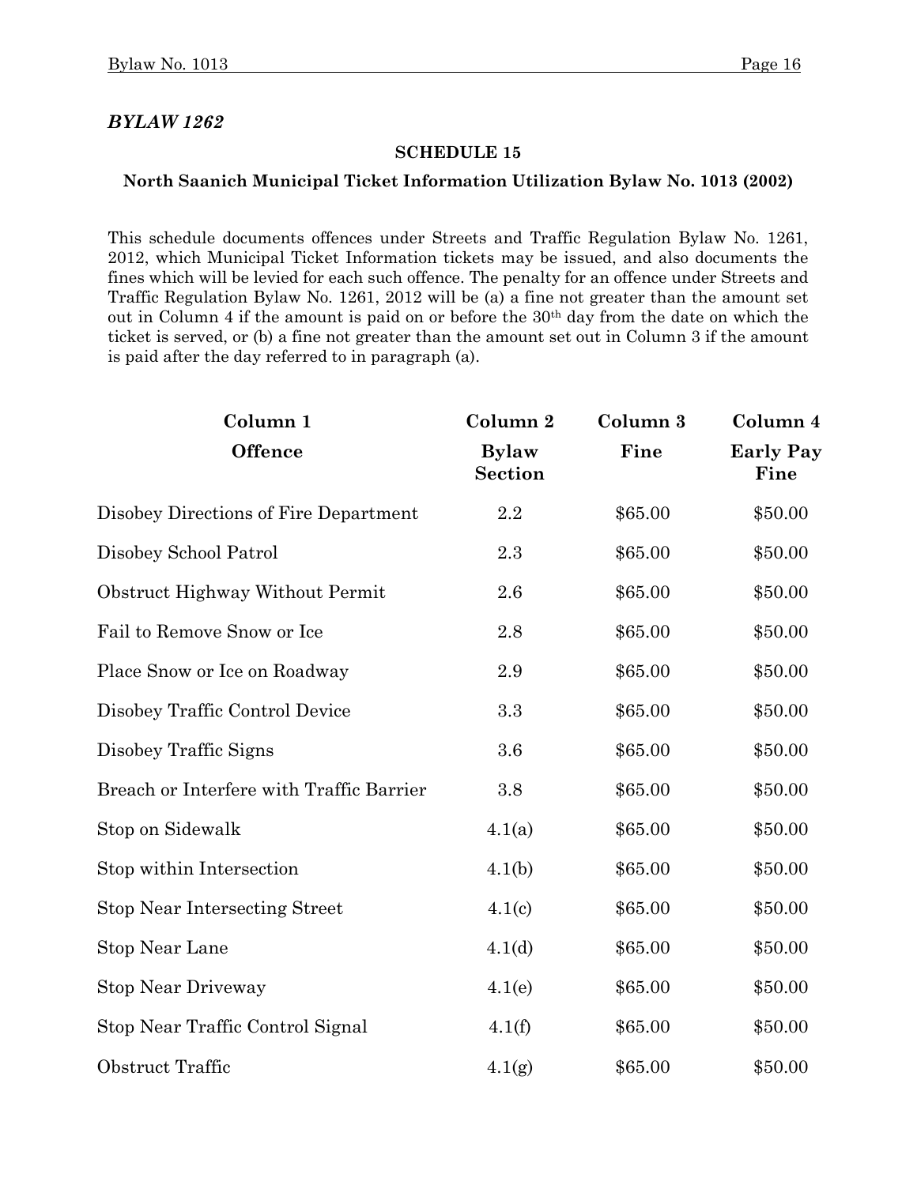*BYLAW 1262*

**SCHEDULE 15**

**North Saanich Municipal Ticket Information Utilization Bylaw No. 1013 (2002)**

This schedule documents offences under Streets and Traffic Regulation Bylaw No. 1261, 2012, which Municipal Ticket Information tickets may be issued, and also documents the fines which will be levied for each such offence. The penalty for an offence under Streets and Traffic Regulation Bylaw No. 1261, 2012 will be (a) a fine not greater than the amount set out in Column 4 if the amount is paid on or before the 30th day from the date on which the ticket is served, or (b) a fine not greater than the amount set out in Column 3 if the amount is paid after the day referred to in paragraph (a).

| Column 1<br>Offence | Column 2<br>Bylaw Section | Column 3<br>Fine | Column 4<br>Early Pay Fine |
|---|---|---|---|
| Disobey Directions of Fire Department | 2.2 | $65.00 | $50.00 |
| Disobey School Patrol | 2.3 | $65.00 | $50.00 |
| Obstruct Highway Without Permit | 2.6 | $65.00 | $50.00 |
| Fail to Remove Snow or Ice | 2.8 | $65.00 | $50.00 |
| Place Snow or Ice on Roadway | 2.9 | $65.00 | $50.00 |
| Disobey Traffic Control Device | 3.3 | $65.00 | $50.00 |
| Disobey Traffic Signs | 3.6 | $65.00 | $50.00 |
| Breach or Interfere with Traffic Barrier | 3.8 | $65.00 | $50.00 |
| Stop on Sidewalk | 4.1(a) | $65.00 | $50.00 |
| Stop within Intersection | 4.1(b) | $65.00 | $50.00 |
| Stop Near Intersecting Street | 4.1(c) | $65.00 | $50.00 |
| Stop Near Lane | 4.1(d) | $65.00 | $50.00 |
| Stop Near Driveway | 4.1(e) | $65.00 | $50.00 |
| Stop Near Traffic Control Signal | 4.1(f) | $65.00 | $50.00 |
| Obstruct Traffic | 4.1(g) | $65.00 | $50.00 |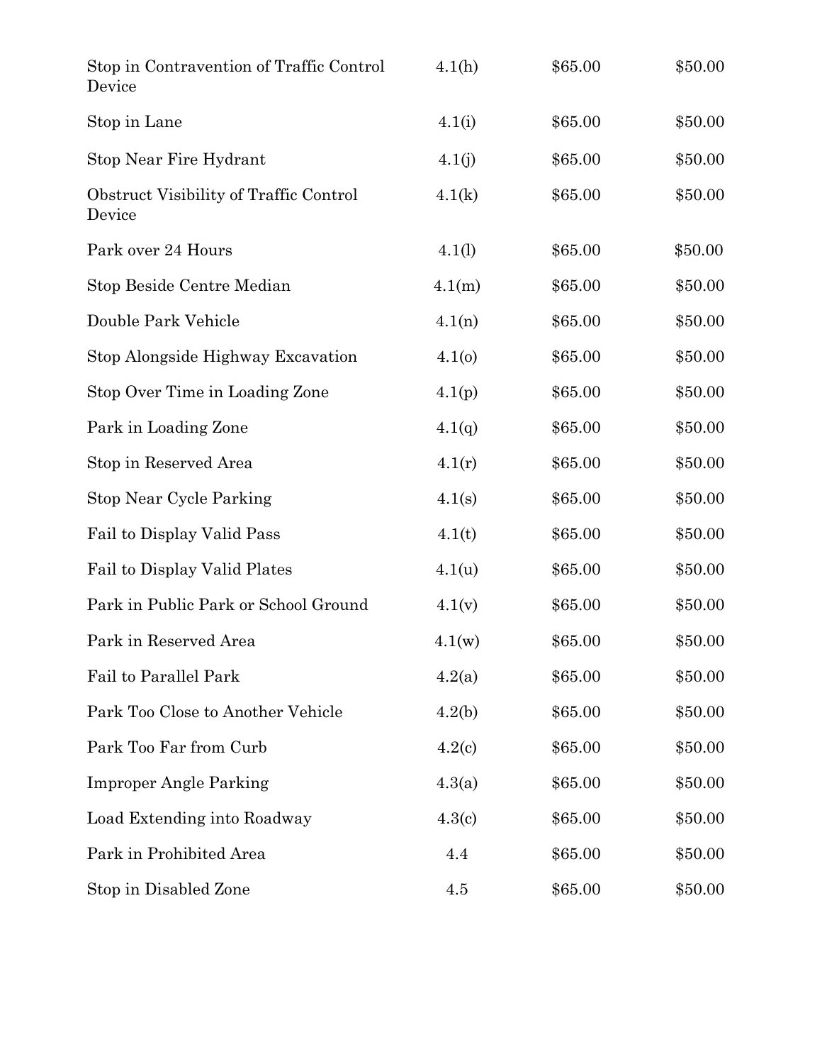| | | | |
|---|---|---|---|
| Stop in Contravention of Traffic Control Device | 4.1(h) | $65.00 | $50.00 |
| Stop in Lane | 4.1(i) | $65.00 | $50.00 |
| Stop Near Fire Hydrant | 4.1(j) | $65.00 | $50.00 |
| Obstruct Visibility of Traffic Control Device | 4.1(k) | $65.00 | $50.00 |
| Park over 24 Hours | 4.1(l) | $65.00 | $50.00 |
| Stop Beside Centre Median | 4.1(m) | $65.00 | $50.00 |
| Double Park Vehicle | 4.1(n) | $65.00 | $50.00 |
| Stop Alongside Highway Excavation | 4.1(o) | $65.00 | $50.00 |
| Stop Over Time in Loading Zone | 4.1(p) | $65.00 | $50.00 |
| Park in Loading Zone | 4.1(q) | $65.00 | $50.00 |
| Stop in Reserved Area | 4.1(r) | $65.00 | $50.00 |
| Stop Near Cycle Parking | 4.1(s) | $65.00 | $50.00 |
| Fail to Display Valid Pass | 4.1(t) | $65.00 | $50.00 |
| Fail to Display Valid Plates | 4.1(u) | $65.00 | $50.00 |
| Park in Public Park or School Ground | 4.1(v) | $65.00 | $50.00 |
| Park in Reserved Area | 4.1(w) | $65.00 | $50.00 |
| Fail to Parallel Park | 4.2(a) | $65.00 | $50.00 |
| Park Too Close to Another Vehicle | 4.2(b) | $65.00 | $50.00 |
| Park Too Far from Curb | 4.2(c) | $65.00 | $50.00 |
| Improper Angle Parking | 4.3(a) | $65.00 | $50.00 |
| Load Extending into Roadway | 4.3(c) | $65.00 | $50.00 |
| Park in Prohibited Area | 4.4 | $65.00 | $50.00 |
| Stop in Disabled Zone | 4.5 | $65.00 | $50.00 |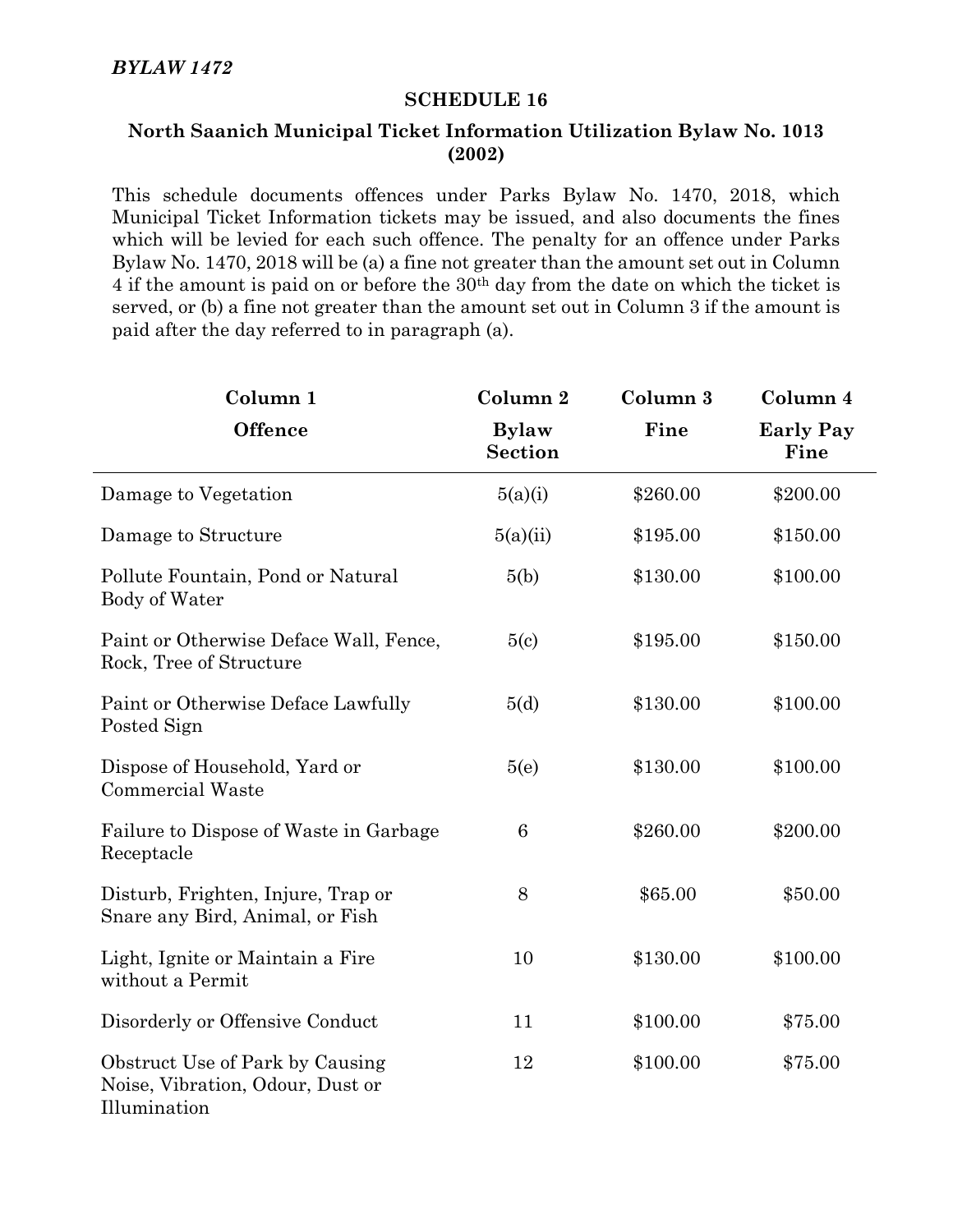*BYLAW 1472*

**SCHEDULE 16**

**North Saanich Municipal Ticket Information Utilization Bylaw No. 1013 (2002)**

This schedule documents offences under Parks Bylaw No. 1470, 2018, which Municipal Ticket Information tickets may be issued, and also documents the fines which will be levied for each such offence. The penalty for an offence under Parks Bylaw No. 1470, 2018 will be (a) a fine not greater than the amount set out in Column 4 if the amount is paid on or before the 30th day from the date on which the ticket is served, or (b) a fine not greater than the amount set out in Column 3 if the amount is paid after the day referred to in paragraph (a).

| Column 1<br>Offence | Column 2<br>Bylaw Section | Column 3<br>Fine | Column 4<br>Early Pay Fine |
|---|---|---|---|
| Damage to Vegetation | 5(a)(i) | $260.00 | $200.00 |
| Damage to Structure | 5(a)(ii) | $195.00 | $150.00 |
| Pollute Fountain, Pond or Natural Body of Water | 5(b) | $130.00 | $100.00 |
| Paint or Otherwise Deface Wall, Fence, Rock, Tree of Structure | 5(c) | $195.00 | $150.00 |
| Paint or Otherwise Deface Lawfully Posted Sign | 5(d) | $130.00 | $100.00 |
| Dispose of Household, Yard or Commercial Waste | 5(e) | $130.00 | $100.00 |
| Failure to Dispose of Waste in Garbage Receptacle | 6 | $260.00 | $200.00 |
| Disturb, Frighten, Injure, Trap or Snare any Bird, Animal, or Fish | 8 | $65.00 | $50.00 |
| Light, Ignite or Maintain a Fire without a Permit | 10 | $130.00 | $100.00 |
| Disorderly or Offensive Conduct | 11 | $100.00 | $75.00 |
| Obstruct Use of Park by Causing Noise, Vibration, Odour, Dust or Illumination | 12 | $100.00 | $75.00 |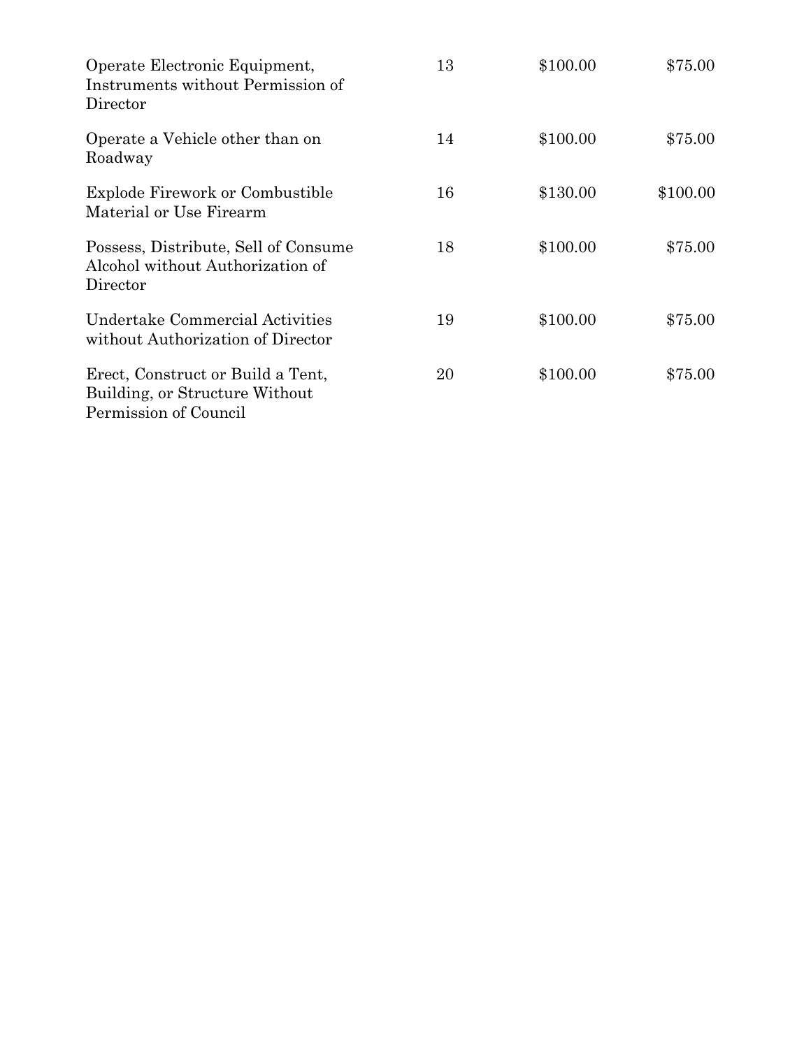| | | | |
|---|---|---|---|
| Operate Electronic Equipment, Instruments without Permission of Director | 13 | $100.00 | $75.00 |
| Operate a Vehicle other than on Roadway | 14 | $100.00 | $75.00 |
| Explode Firework or Combustible Material or Use Firearm | 16 | $130.00 | $100.00 |
| Possess, Distribute, Sell of Consume Alcohol without Authorization of Director | 18 | $100.00 | $75.00 |
| Undertake Commercial Activities without Authorization of Director | 19 | $100.00 | $75.00 |
| Erect, Construct or Build a Tent, Building, or Structure Without Permission of Council | 20 | $100.00 | $75.00 |